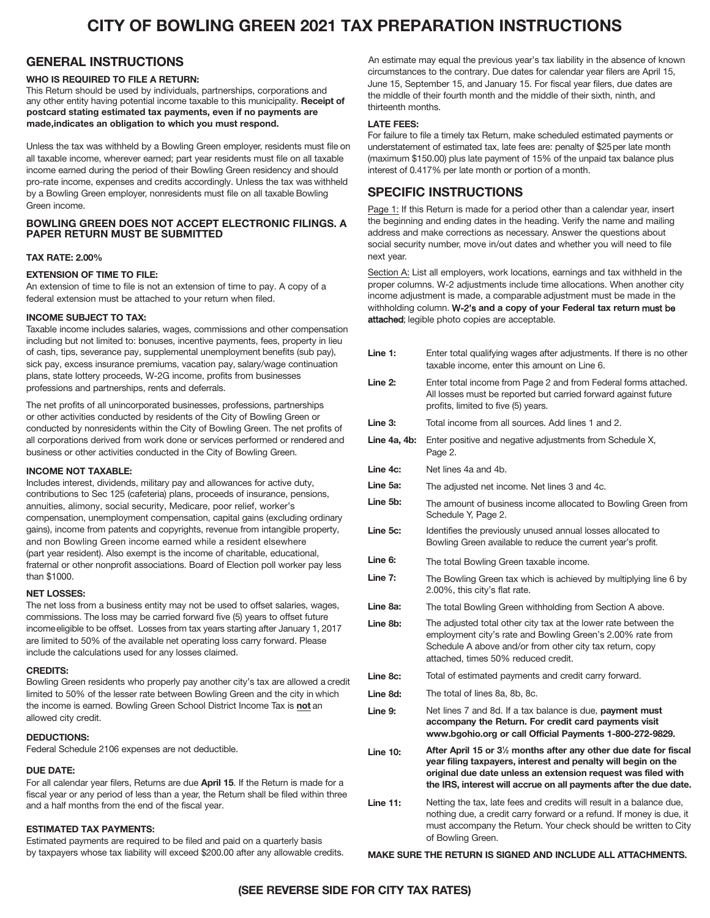# CITY OF BOWLING GREEN 2021 TAX PREPARATION INSTRUCTIONS

## GENERAL INSTRUCTIONS

### WHO IS REQUIRED TO FILE A RETURN:

This Return should be used by individuals, partnerships, corporations and any other entity having potential income taxable to this municipality. **Receipt of postcard stating estimated tax payments, even if no payments are made,indicates an obligation to which you must respond.**

Unless the tax was withheld by a Bowling Green employer, residents must file on all taxable income, wherever earned; part year residents must file on all taxable income earned during the period of their Bowling Green residency and should pro-rate income, expenses and credits accordingly. Unless the tax was withheld by a Bowling Green employer, nonresidents must file on all taxable Bowling Green income.

### BOWLING GREEN DOES NOT ACCEPT ELECTRONIC FILINGS. A PAPER RETURN MUST BE SUBMITTED

### TAX RATE: 2.00%

### EXTENSION OF TIME TO FILE:

An extension of time to file is not an extension of time to pay. A copy of a federal extension must be attached to your return when filed.

### INCOME SUBJECT TO TAX:

Taxable income includes salaries, wages, commissions and other compensation including but not limited to: bonuses, incentive payments, fees, property in lieu of cash, tips, severance pay, supplemental unemployment benefits (sub pay), sick pay, excess insurance premiums, vacation pay, salary/wage continuation plans, state lottery proceeds, W-2G income, profits from businesses professions and partnerships, rents and deferrals.

The net profits of all unincorporated businesses, professions, partnerships or other activities conducted by residents of the City of Bowling Green or conducted by nonresidents within the City of Bowling Green. The net profits of all corporations derived from work done or services performed or rendered and business or other activities conducted in the City of Bowling Green.

### INCOME NOT TAXABLE:

Includes interest, dividends, military pay and allowances for active duty, contributions to Sec 125 (cafeteria) plans, proceeds of insurance, pensions, annuities, alimony, social security, Medicare, poor relief, worker's compensation, unemployment compensation, capital gains (excluding ordinary gains), income from patents and copyrights, revenue from intangible property, and non Bowling Green income earned while a resident elsewhere (part year resident). Also exempt is the income of charitable, educational, fraternal or other nonprofit associations. Board of Election poll worker pay less than $1000.

### NET LOSSES:

The net loss from a business entity may not be used to offset salaries, wages, commissions. The loss may be carried forward five (5) years to offset future income eligible to be offset. Losses from tax years starting after January 1, 2017 are limited to 50% of the available net operating loss carry forward. Please include the calculations used for any losses claimed.

### CREDITS:

Bowling Green residents who properly pay another city's tax are allowed a credit limited to 50% of the lesser rate between Bowling Green and the city in which the income is earned. Bowling Green School District Income Tax is **not** an allowed city credit.

### DEDUCTIONS:

Federal Schedule 2106 expenses are not deductible.

### DUE DATE:

For all calendar year filers, Returns are due **April 15**. If the Return is made for a fiscal year or any period of less than a year, the Return shall be filed within three and a half months from the end of the fiscal year.

### ESTIMATED TAX PAYMENTS:

Estimated payments are required to be filed and paid on a quarterly basis by taxpayers whose tax liability will exceed $200.00 after any allowable credits. An estimate may equal the previous year's tax liability in the absence of known circumstances to the contrary. Due dates for calendar year filers are April 15, June 15, September 15, and January 15. For fiscal year filers, due dates are the middle of their fourth month and the middle of their sixth, ninth, and thirteenth months.

### LATE FEES:

For failure to file a timely tax Return, make scheduled estimated payments or understatement of estimated tax, late fees are: penalty of $25 per late month (maximum $150.00) plus late payment of 15% of the unpaid tax balance plus interest of 0.417% per late month or portion of a month.

## SPECIFIC INSTRUCTIONS

Page 1: If this Return is made for a period other than a calendar year, insert the beginning and ending dates in the heading. Verify the name and mailing address and make corrections as necessary. Answer the questions about social security number, move in/out dates and whether you will need to file next year.

Section A: List all employers, work locations, earnings and tax withheld in the proper columns. W-2 adjustments include time allocations. When another city income adjustment is made, a comparable adjustment must be made in the withholding column. **W-2's and a copy of your Federal tax return must be attached**; legible photo copies are acceptable.

| | |
|---|---|
| **Line 1:** | Enter total qualifying wages after adjustments. If there is no other taxable income, enter this amount on Line 6. |
| **Line 2:** | Enter total income from Page 2 and from Federal forms attached. All losses must be reported but carried forward against future profits, limited to five (5) years. |
| **Line 3:** | Total income from all sources. Add lines 1 and 2. |
| **Line 4a, 4b:** | Enter positive and negative adjustments from Schedule X, Page 2. |
| **Line 4c:** | Net lines 4a and 4b. |
| **Line 5a:** | The adjusted net income. Net lines 3 and 4c. |
| **Line 5b:** | The amount of business income allocated to Bowling Green from Schedule Y, Page 2. |
| **Line 5c:** | Identifies the previously unused annual losses allocated to Bowling Green available to reduce the current year's profit. |
| **Line 6:** | The total Bowling Green taxable income. |
| **Line 7:** | The Bowling Green tax which is achieved by multiplying line 6 by 2.00%, this city's flat rate. |
| **Line 8a:** | The total Bowling Green withholding from Section A above. |
| **Line 8b:** | The adjusted total other city tax at the lower rate between the employment city's rate and Bowling Green's 2.00% rate from Schedule A above and/or from other city tax return, copy attached, times 50% reduced credit. |
| **Line 8c:** | Total of estimated payments and credit carry forward. |
| **Line 8d:** | The total of lines 8a, 8b, 8c. |
| **Line 9:** | Net lines 7 and 8d. If a tax balance is due, **payment must accompany the Return. For credit card payments visit www.bgohio.org or call Official Payments 1-800-272-9829.** |
| **Line 10:** | **After April 15 or 3½ months after any other due date for fiscal year filing taxpayers, interest and penalty will begin on the original due date unless an extension request was filed with the IRS, interest will accrue on all payments after the due date.** |
| **Line 11:** | Netting the tax, late fees and credits will result in a balance due, nothing due, a credit carry forward or a refund. If money is due, it must accompany the Return. Your check should be written to City of Bowling Green. |

**MAKE SURE THE RETURN IS SIGNED AND INCLUDE ALL ATTACHMENTS.**

**(SEE REVERSE SIDE FOR CITY TAX RATES)**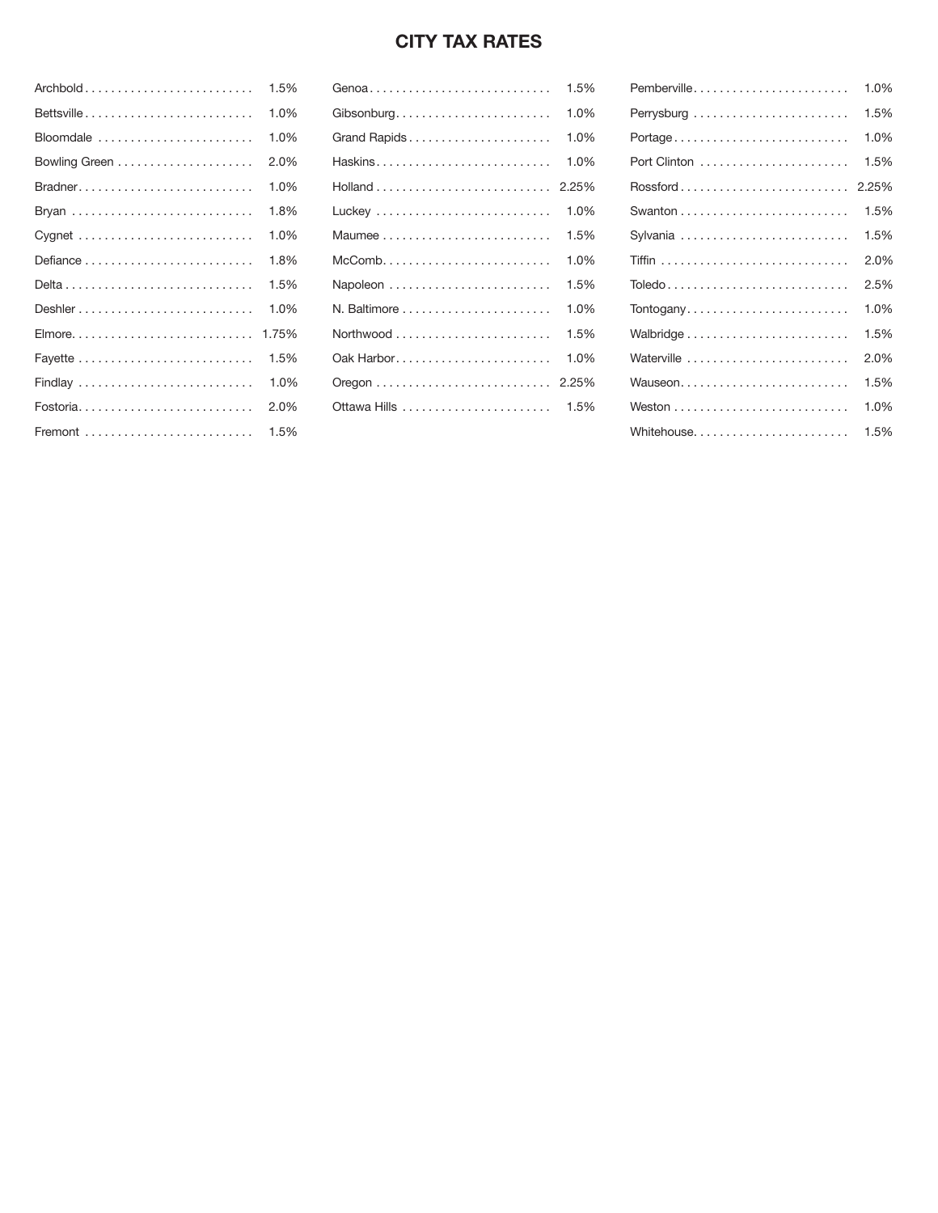## CITY TAX RATES

| | |
|---|---|
| Archbold | 1.5% |
| Bettsville | 1.0% |
| Bloomdale | 1.0% |
| Bowling Green | 2.0% |
| Bradner | 1.0% |
| Bryan | 1.8% |
| Cygnet | 1.0% |
| Defiance | 1.8% |
| Delta | 1.5% |
| Deshler | 1.0% |
| Elmore | 1.75% |
| Fayette | 1.5% |
| Findlay | 1.0% |
| Fostoria | 2.0% |
| Fremont | 1.5% |
| Genoa | 1.5% |
| Gibsonburg | 1.0% |
| Grand Rapids | 1.0% |
| Haskins | 1.0% |
| Holland | 2.25% |
| Luckey | 1.0% |
| Maumee | 1.5% |
| McComb | 1.0% |
| Napoleon | 1.5% |
| N. Baltimore | 1.0% |
| Northwood | 1.5% |
| Oak Harbor | 1.0% |
| Oregon | 2.25% |
| Ottawa Hills | 1.5% |
| Pemberville | 1.0% |
| Perrysburg | 1.5% |
| Portage | 1.0% |
| Port Clinton | 1.5% |
| Rossford | 2.25% |
| Swanton | 1.5% |
| Sylvania | 1.5% |
| Tiffin | 2.0% |
| Toledo | 2.5% |
| Tontogany | 1.0% |
| Walbridge | 1.5% |
| Waterville | 2.0% |
| Wauseon | 1.5% |
| Weston | 1.0% |
| Whitehouse | 1.5% |